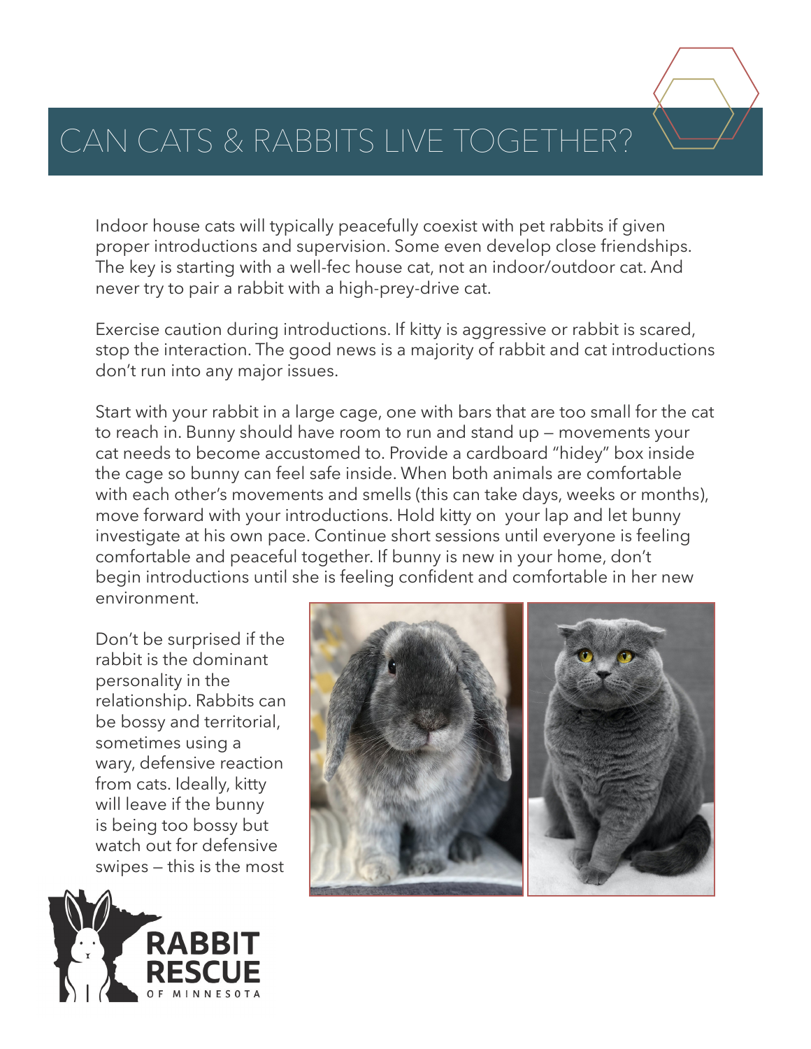# CAN CATS & RABBITS LIVE TOGETHER?

Indoor house cats will typically peacefully coexist with pet rabbits if given proper introductions and supervision. Some even develop close friendships. The key is starting with a well-fec house cat, not an indoor/outdoor cat. And never try to pair a rabbit with a high-prey-drive cat.

Exercise caution during introductions. If kitty is aggressive or rabbit is scared, stop the interaction. The good news is a majority of rabbit and cat introductions don't run into any major issues.

Start with your rabbit in a large cage, one with bars that are too small for the cat to reach in. Bunny should have room to run and stand up – movements your cat needs to become accustomed to. Provide a cardboard "hidey" box inside the cage so bunny can feel safe inside. When both animals are comfortable with each other's movements and smells (this can take days, weeks or months), move forward with your introductions. Hold kitty on your lap and let bunny investigate at his own pace. Continue short sessions until everyone is feeling comfortable and peaceful together. If bunny is new in your home, don't begin introductions until she is feeling confident and comfortable in her new environment.

Don't be surprised if the rabbit is the dominant personality in the relationship. Rabbits can be bossy and territorial, sometimes using a wary, defensive reaction from cats. Ideally, kitty will leave if the bunny is being too bossy but watch out for defensive swipes – this is the most

RABBIT RESCUE OF MINNESOTA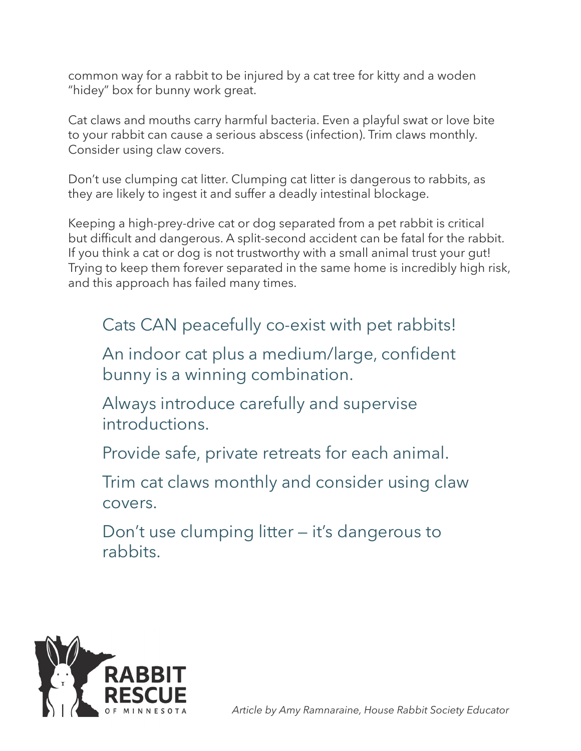common way for a rabbit to be injured by a cat tree for kitty and a woden "hidey" box for bunny work great.

Cat claws and mouths carry harmful bacteria. Even a playful swat or love bite to your rabbit can cause a serious abscess (infection). Trim claws monthly. Consider using claw covers.

Don't use clumping cat litter. Clumping cat litter is dangerous to rabbits, as they are likely to ingest it and suffer a deadly intestinal blockage.

Keeping a high-prey-drive cat or dog separated from a pet rabbit is critical but difficult and dangerous. A split-second accident can be fatal for the rabbit. If you think a cat or dog is not trustworthy with a small animal trust your gut! Trying to keep them forever separated in the same home is incredibly high risk, and this approach has failed many times.

> Cats CAN peacefully co-exist with pet rabbits!
>
> An indoor cat plus a medium/large, confident bunny is a winning combination.
>
> Always introduce carefully and supervise introductions.
>
> Provide safe, private retreats for each animal.
>
> Trim cat claws monthly and consider using claw covers.
>
> Don't use clumping litter — it's dangerous to rabbits.

RABBIT RESCUE OF MINNESOTA

*Article by Amy Ramnaraine, House Rabbit Society Educator*